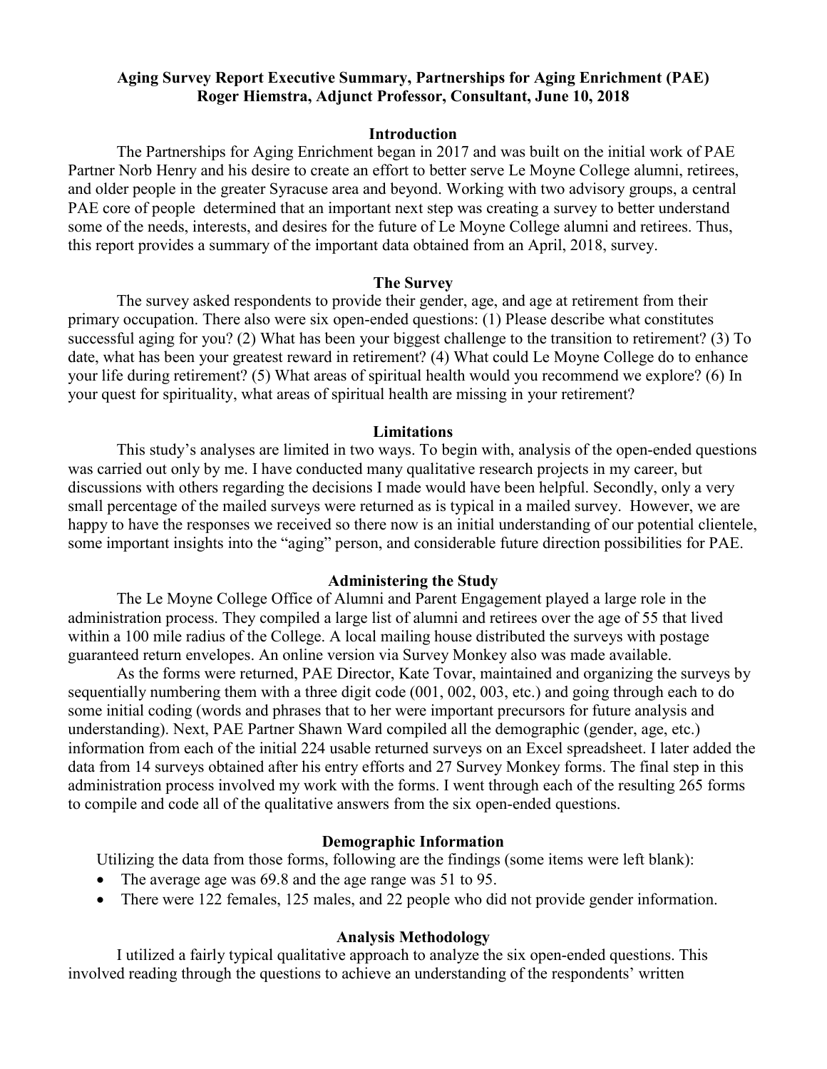# Aging Survey Report Executive Summary, Partnerships for Aging Enrichment (PAE)

**Roger Hiemstra, Adjunct Professor, Consultant, June 10, 2018**

## Introduction

The Partnerships for Aging Enrichment began in 2017 and was built on the initial work of PAE Partner Norb Henry and his desire to create an effort to better serve Le Moyne College alumni, retirees, and older people in the greater Syracuse area and beyond. Working with two advisory groups, a central PAE core of people determined that an important next step was creating a survey to better understand some of the needs, interests, and desires for the future of Le Moyne College alumni and retirees. Thus, this report provides a summary of the important data obtained from an April, 2018, survey.

## The Survey

The survey asked respondents to provide their gender, age, and age at retirement from their primary occupation. There also were six open-ended questions: (1) Please describe what constitutes successful aging for you? (2) What has been your biggest challenge to the transition to retirement? (3) To date, what has been your greatest reward in retirement? (4) What could Le Moyne College do to enhance your life during retirement? (5) What areas of spiritual health would you recommend we explore? (6) In your quest for spirituality, what areas of spiritual health are missing in your retirement?

## Limitations

This study's analyses are limited in two ways. To begin with, analysis of the open-ended questions was carried out only by me. I have conducted many qualitative research projects in my career, but discussions with others regarding the decisions I made would have been helpful. Secondly, only a very small percentage of the mailed surveys were returned as is typical in a mailed survey. However, we are happy to have the responses we received so there now is an initial understanding of our potential clientele, some important insights into the "aging" person, and considerable future direction possibilities for PAE.

## Administering the Study

The Le Moyne College Office of Alumni and Parent Engagement played a large role in the administration process. They compiled a large list of alumni and retirees over the age of 55 that lived within a 100 mile radius of the College. A local mailing house distributed the surveys with postage guaranteed return envelopes. An online version via Survey Monkey also was made available.

As the forms were returned, PAE Director, Kate Tovar, maintained and organizing the surveys by sequentially numbering them with a three digit code (001, 002, 003, etc.) and going through each to do some initial coding (words and phrases that to her were important precursors for future analysis and understanding). Next, PAE Partner Shawn Ward compiled all the demographic (gender, age, etc.) information from each of the initial 224 usable returned surveys on an Excel spreadsheet. I later added the data from 14 surveys obtained after his entry efforts and 27 Survey Monkey forms. The final step in this administration process involved my work with the forms. I went through each of the resulting 265 forms to compile and code all of the qualitative answers from the six open-ended questions.

## Demographic Information

Utilizing the data from those forms, following are the findings (some items were left blank):

- The average age was 69.8 and the age range was 51 to 95.
- There were 122 females, 125 males, and 22 people who did not provide gender information.

## Analysis Methodology

I utilized a fairly typical qualitative approach to analyze the six open-ended questions. This involved reading through the questions to achieve an understanding of the respondents' written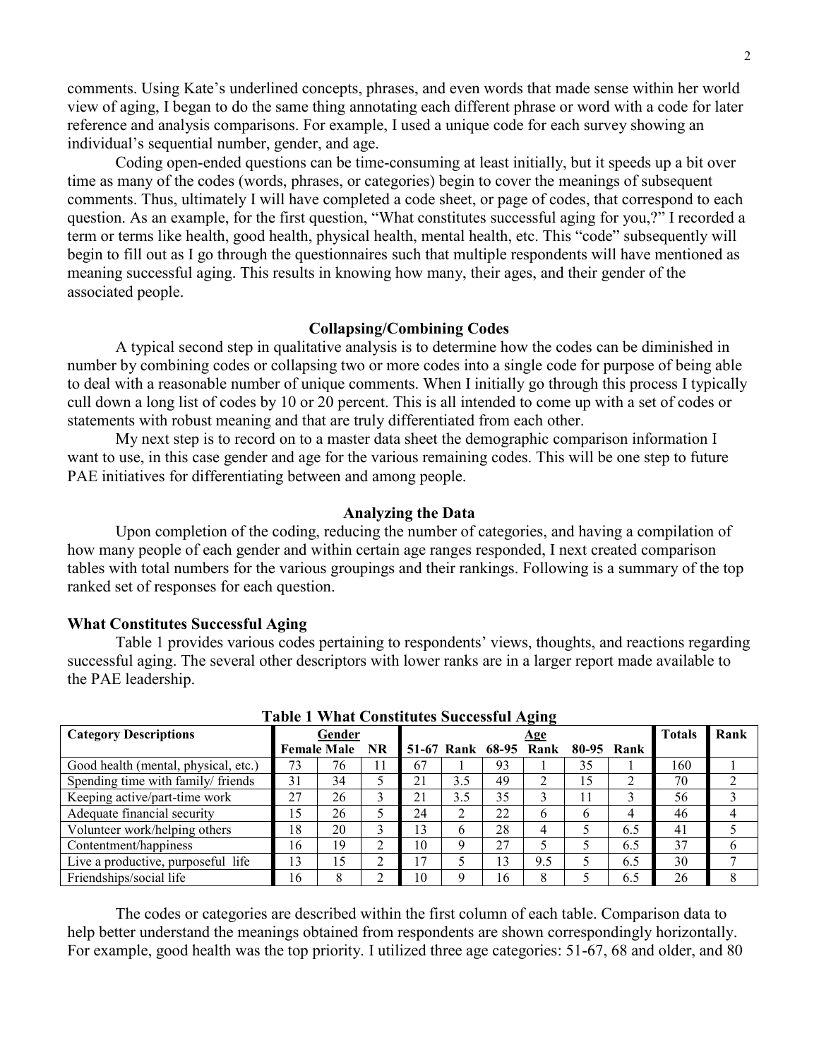comments. Using Kate's underlined concepts, phrases, and even words that made sense within her world view of aging, I began to do the same thing annotating each different phrase or word with a code for later reference and analysis comparisons. For example, I used a unique code for each survey showing an individual's sequential number, gender, and age.

Coding open-ended questions can be time-consuming at least initially, but it speeds up a bit over time as many of the codes (words, phrases, or categories) begin to cover the meanings of subsequent comments. Thus, ultimately I will have completed a code sheet, or page of codes, that correspond to each question. As an example, for the first question, "What constitutes successful aging for you,?" I recorded a term or terms like health, good health, physical health, mental health, etc. This "code" subsequently will begin to fill out as I go through the questionnaires such that multiple respondents will have mentioned as meaning successful aging. This results in knowing how many, their ages, and their gender of the associated people.

### Collapsing/Combining Codes

A typical second step in qualitative analysis is to determine how the codes can be diminished in number by combining codes or collapsing two or more codes into a single code for purpose of being able to deal with a reasonable number of unique comments. When I initially go through this process I typically cull down a long list of codes by 10 or 20 percent. This is all intended to come up with a set of codes or statements with robust meaning and that are truly differentiated from each other.

My next step is to record on to a master data sheet the demographic comparison information I want to use, in this case gender and age for the various remaining codes. This will be one step to future PAE initiatives for differentiating between and among people.

### Analyzing the Data

Upon completion of the coding, reducing the number of categories, and having a compilation of how many people of each gender and within certain age ranges responded, I next created comparison tables with total numbers for the various groupings and their rankings. Following is a summary of the top ranked set of responses for each question.

#### What Constitutes Successful Aging

Table 1 provides various codes pertaining to respondents' views, thoughts, and reactions regarding successful aging. The several other descriptors with lower ranks are in a larger report made available to the PAE leadership.

**Table 1 What Constitutes Successful Aging**

| Category Descriptions | Gender | | | Age | | | | | | Totals | Rank |
|---|---|---|---|---|---|---|---|---|---|---|---|
| | Female | Male | NR | 51-67 | Rank | 68-95 | Rank | 80-95 | Rank | | |
| Good health (mental, physical, etc.) | 73 | 76 | 11 | 67 | 1 | 93 | 1 | 35 | 1 | 160 | 1 |
| Spending time with family/ friends | 31 | 34 | 5 | 21 | 3.5 | 49 | 2 | 15 | 2 | 70 | 2 |
| Keeping active/part-time work | 27 | 26 | 3 | 21 | 3.5 | 35 | 3 | 11 | 3 | 56 | 3 |
| Adequate financial security | 15 | 26 | 5 | 24 | 2 | 22 | 6 | 6 | 4 | 46 | 4 |
| Volunteer work/helping others | 18 | 20 | 3 | 13 | 6 | 28 | 4 | 5 | 6.5 | 41 | 5 |
| Contentment/happiness | 16 | 19 | 2 | 10 | 9 | 27 | 5 | 5 | 6.5 | 37 | 6 |
| Live a productive, purposeful life | 13 | 15 | 2 | 17 | 5 | 13 | 9.5 | 5 | 6.5 | 30 | 7 |
| Friendships/social life | 16 | 8 | 2 | 10 | 9 | 16 | 8 | 5 | 6.5 | 26 | 8 |

The codes or categories are described within the first column of each table. Comparison data to help better understand the meanings obtained from respondents are shown correspondingly horizontally. For example, good health was the top priority. I utilized three age categories: 51-67, 68 and older, and 80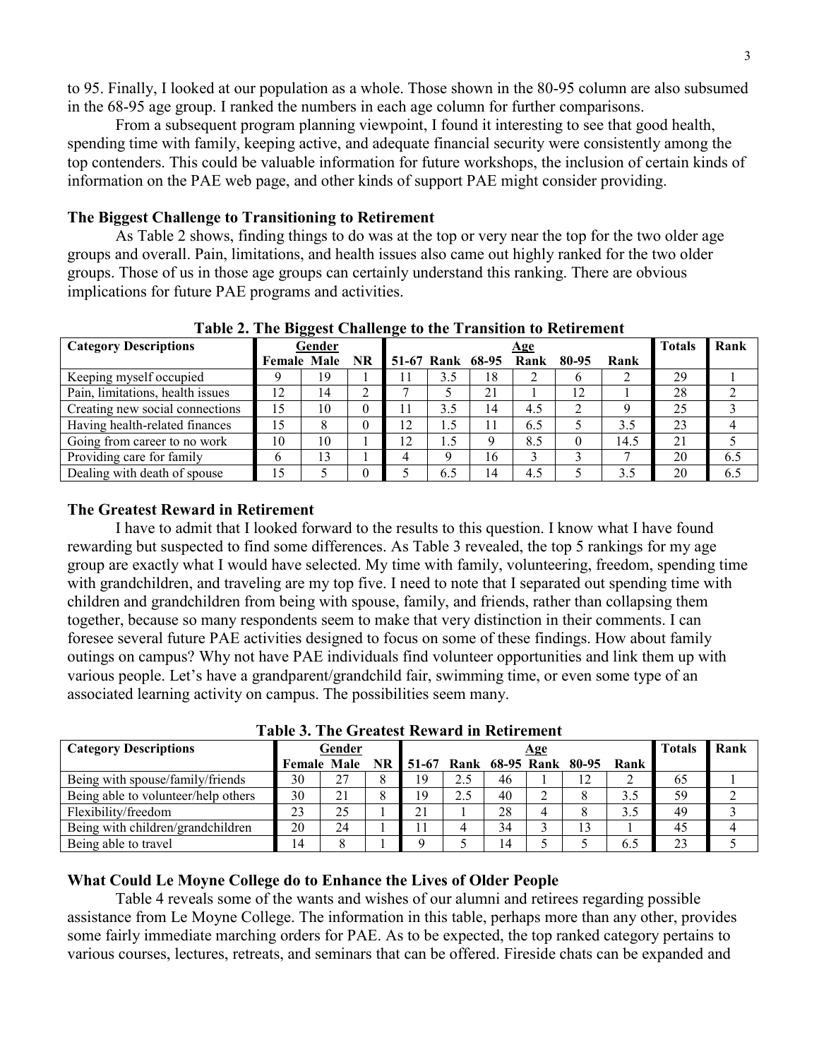to 95. Finally, I looked at our population as a whole. Those shown in the 80-95 column are also subsumed in the 68-95 age group. I ranked the numbers in each age column for further comparisons.

From a subsequent program planning viewpoint, I found it interesting to see that good health, spending time with family, keeping active, and adequate financial security were consistently among the top contenders. This could be valuable information for future workshops, the inclusion of certain kinds of information on the PAE web page, and other kinds of support PAE might consider providing.

### The Biggest Challenge to Transitioning to Retirement

As Table 2 shows, finding things to do was at the top or very near the top for the two older age groups and overall. Pain, limitations, and health issues also came out highly ranked for the two older groups. Those of us in those age groups can certainly understand this ranking. There are obvious implications for future PAE programs and activities.

**Table 2. The Biggest Challenge to the Transition to Retirement**

| Category Descriptions | Gender | | | Age | | | | | | Totals | Rank |
|---|---|---|---|---|---|---|---|---|---|---|---|
| | Female | Male | NR | 51-67 | Rank | 68-95 | Rank | 80-95 | Rank | | |
| Keeping myself occupied | 9 | 19 | 1 | 11 | 3.5 | 18 | 2 | 6 | 2 | 29 | 1 |
| Pain, limitations, health issues | 12 | 14 | 2 | 7 | 5 | 21 | 1 | 12 | 1 | 28 | 2 |
| Creating new social connections | 15 | 10 | 0 | 11 | 3.5 | 14 | 4.5 | 2 | 9 | 25 | 3 |
| Having health-related finances | 15 | 8 | 0 | 12 | 1.5 | 11 | 6.5 | 5 | 3.5 | 23 | 4 |
| Going from career to no work | 10 | 10 | 1 | 12 | 1.5 | 9 | 8.5 | 0 | 14.5 | 21 | 5 |
| Providing care for family | 6 | 13 | 1 | 4 | 9 | 16 | 3 | 3 | 7 | 20 | 6.5 |
| Dealing with death of spouse | 15 | 5 | 0 | 5 | 6.5 | 14 | 4.5 | 5 | 3.5 | 20 | 6.5 |

### The Greatest Reward in Retirement

I have to admit that I looked forward to the results to this question. I know what I have found rewarding but suspected to find some differences. As Table 3 revealed, the top 5 rankings for my age group are exactly what I would have selected. My time with family, volunteering, freedom, spending time with grandchildren, and traveling are my top five. I need to note that I separated out spending time with children and grandchildren from being with spouse, family, and friends, rather than collapsing them together, because so many respondents seem to make that very distinction in their comments. I can foresee several future PAE activities designed to focus on some of these findings. How about family outings on campus? Why not have PAE individuals find volunteer opportunities and link them up with various people. Let's have a grandparent/grandchild fair, swimming time, or even some type of an associated learning activity on campus. The possibilities seem many.

**Table 3. The Greatest Reward in Retirement**

| Category Descriptions | Gender | | | Age | | | | | | Totals | Rank |
|---|---|---|---|---|---|---|---|---|---|---|---|
| | Female | Male | NR | 51-67 | Rank | 68-95 | Rank | 80-95 | Rank | | |
| Being with spouse/family/friends | 30 | 27 | 8 | 19 | 2.5 | 46 | 1 | 12 | 2 | 65 | 1 |
| Being able to volunteer/help others | 30 | 21 | 8 | 19 | 2.5 | 40 | 2 | 8 | 3.5 | 59 | 2 |
| Flexibility/freedom | 23 | 25 | 1 | 21 | 1 | 28 | 4 | 8 | 3.5 | 49 | 3 |
| Being with children/grandchildren | 20 | 24 | 1 | 11 | 4 | 34 | 3 | 13 | 1 | 45 | 4 |
| Being able to travel | 14 | 8 | 1 | 9 | 5 | 14 | 5 | 5 | 6.5 | 23 | 5 |

### What Could Le Moyne College do to Enhance the Lives of Older People

Table 4 reveals some of the wants and wishes of our alumni and retirees regarding possible assistance from Le Moyne College. The information in this table, perhaps more than any other, provides some fairly immediate marching orders for PAE. As to be expected, the top ranked category pertains to various courses, lectures, retreats, and seminars that can be offered. Fireside chats can be expanded and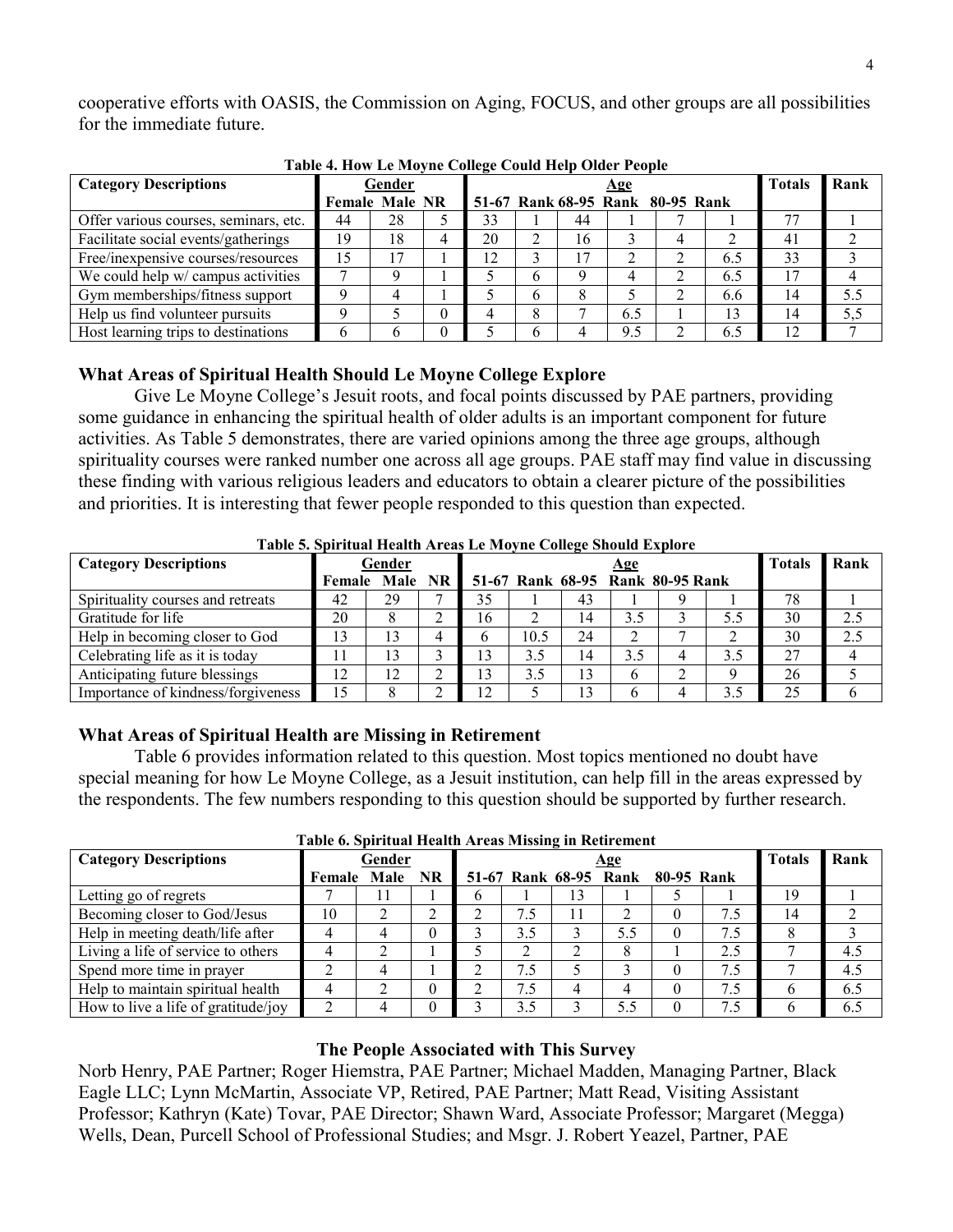cooperative efforts with OASIS, the Commission on Aging, FOCUS, and other groups are all possibilities for the immediate future.

**Table 4. How Le Moyne College Could Help Older People**

| Category Descriptions | Gender | | | Age | | | | | | Totals | Rank |
|---|---|---|---|---|---|---|---|---|---|---|---|
| | Female | Male | NR | 51-67 | Rank | 68-95 | Rank | 80-95 | Rank | | |
| Offer various courses, seminars, etc. | 44 | 28 | 5 | 33 | 1 | 44 | 1 | 7 | 1 | 77 | 1 |
| Facilitate social events/gatherings | 19 | 18 | 4 | 20 | 2 | 16 | 3 | 4 | 2 | 41 | 2 |
| Free/inexpensive courses/resources | 15 | 17 | 1 | 12 | 3 | 17 | 2 | 2 | 6.5 | 33 | 3 |
| We could help w/ campus activities | 7 | 9 | 1 | 5 | 6 | 9 | 4 | 2 | 6.5 | 17 | 4 |
| Gym memberships/fitness support | 9 | 4 | 1 | 5 | 6 | 8 | 5 | 2 | 6.6 | 14 | 5.5 |
| Help us find volunteer pursuits | 9 | 5 | 0 | 4 | 8 | 7 | 6.5 | 1 | 13 | 14 | 5,5 |
| Host learning trips to destinations | 6 | 6 | 0 | 5 | 6 | 4 | 9.5 | 2 | 6.5 | 12 | 7 |

## What Areas of Spiritual Health Should Le Moyne College Explore

Give Le Moyne College's Jesuit roots, and focal points discussed by PAE partners, providing some guidance in enhancing the spiritual health of older adults is an important component for future activities. As Table 5 demonstrates, there are varied opinions among the three age groups, although spirituality courses were ranked number one across all age groups. PAE staff may find value in discussing these finding with various religious leaders and educators to obtain a clearer picture of the possibilities and priorities. It is interesting that fewer people responded to this question than expected.

**Table 5. Spiritual Health Areas Le Moyne College Should Explore**

| Category Descriptions | Gender | | | Age | | | | | | Totals | Rank |
|---|---|---|---|---|---|---|---|---|---|---|---|
| | Female | Male | NR | 51-67 | Rank | 68-95 | Rank | 80-95 | Rank | | |
| Spirituality courses and retreats | 42 | 29 | 7 | 35 | 1 | 43 | 1 | 9 | 1 | 78 | 1 |
| Gratitude for life | 20 | 8 | 2 | 16 | 2 | 14 | 3.5 | 3 | 5.5 | 30 | 2.5 |
| Help in becoming closer to God | 13 | 13 | 4 | 6 | 10.5 | 24 | 2 | 7 | 2 | 30 | 2.5 |
| Celebrating life as it is today | 11 | 13 | 3 | 13 | 3.5 | 14 | 3.5 | 4 | 3.5 | 27 | 4 |
| Anticipating future blessings | 12 | 12 | 2 | 13 | 3.5 | 13 | 6 | 2 | 9 | 26 | 5 |
| Importance of kindness/forgiveness | 15 | 8 | 2 | 12 | 5 | 13 | 6 | 4 | 3.5 | 25 | 6 |

## What Areas of Spiritual Health are Missing in Retirement

Table 6 provides information related to this question. Most topics mentioned no doubt have special meaning for how Le Moyne College, as a Jesuit institution, can help fill in the areas expressed by the respondents. The few numbers responding to this question should be supported by further research.

**Table 6. Spiritual Health Areas Missing in Retirement**

| Category Descriptions | Gender | | | Age | | | | | | Totals | Rank |
|---|---|---|---|---|---|---|---|---|---|---|---|
| | Female | Male | NR | 51-67 | Rank | 68-95 | Rank | 80-95 | Rank | | |
| Letting go of regrets | 7 | 11 | 1 | 6 | 1 | 13 | 1 | 5 | 1 | 19 | 1 |
| Becoming closer to God/Jesus | 10 | 2 | 2 | 2 | 7.5 | 11 | 2 | 0 | 7.5 | 14 | 2 |
| Help in meeting death/life after | 4 | 4 | 0 | 3 | 3.5 | 3 | 5.5 | 0 | 7.5 | 8 | 3 |
| Living a life of service to others | 4 | 2 | 1 | 5 | 2 | 2 | 8 | 1 | 2.5 | 7 | 4.5 |
| Spend more time in prayer | 2 | 4 | 1 | 2 | 7.5 | 5 | 3 | 0 | 7.5 | 7 | 4.5 |
| Help to maintain spiritual health | 4 | 2 | 0 | 2 | 7.5 | 4 | 4 | 0 | 7.5 | 6 | 6.5 |
| How to live a life of gratitude/joy | 2 | 4 | 0 | 3 | 3.5 | 3 | 5.5 | 0 | 7.5 | 6 | 6.5 |

## The People Associated with This Survey

Norb Henry, PAE Partner; Roger Hiemstra, PAE Partner; Michael Madden, Managing Partner, Black Eagle LLC; Lynn McMartin, Associate VP, Retired, PAE Partner; Matt Read, Visiting Assistant Professor; Kathryn (Kate) Tovar, PAE Director; Shawn Ward, Associate Professor; Margaret (Megga) Wells, Dean, Purcell School of Professional Studies; and Msgr. J. Robert Yeazel, Partner, PAE